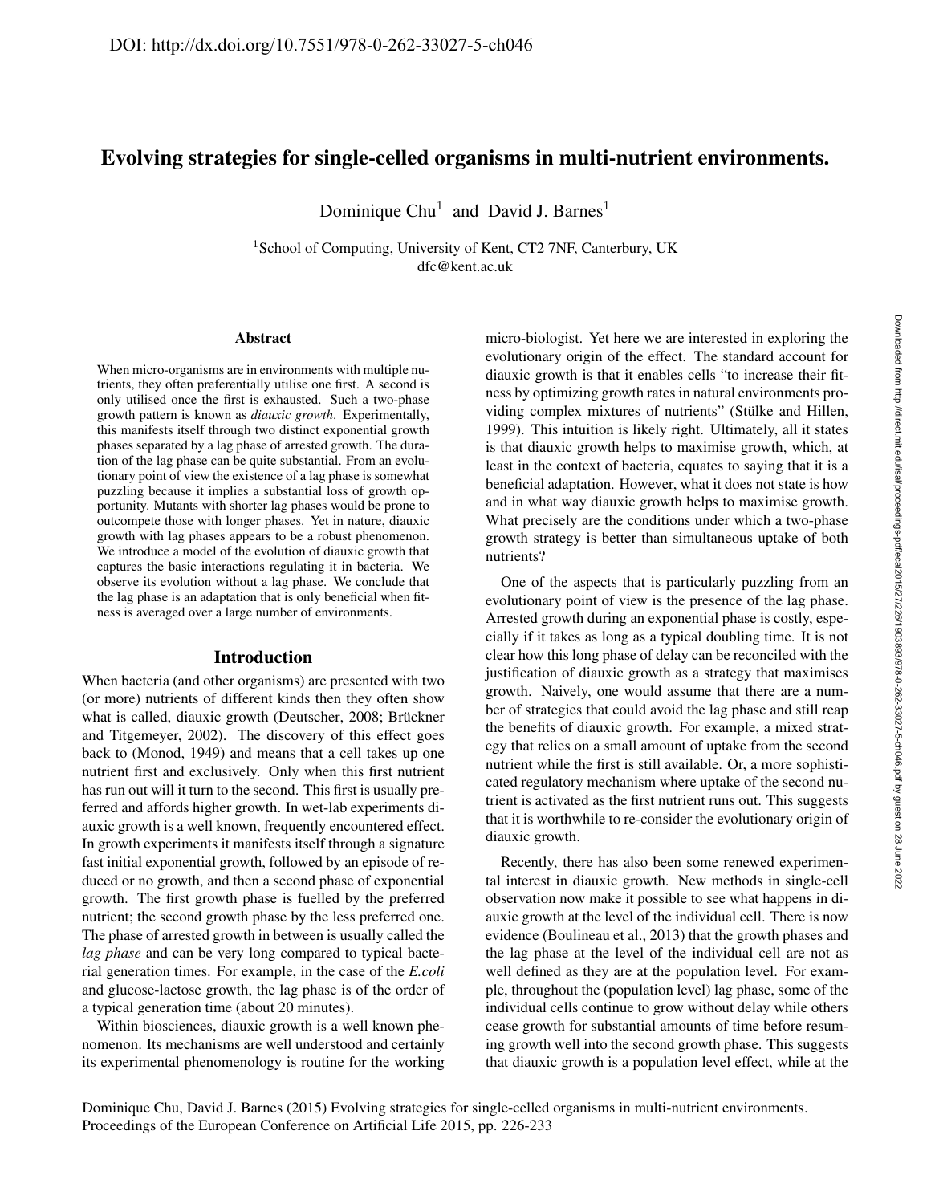# Evolving strategies for single-celled organisms in multi-nutrient environments.

Dominique Chu[1] and David J. Barnes[1]

[1]School of Computing, University of Kent, CT2 7NF, Canterbury, UK
dfc@kent.ac.uk

## Abstract

When micro-organisms are in environments with multiple nutrients, they often preferentially utilise one first. A second is only utilised once the first is exhausted. Such a two-phase growth pattern is known as *diauxic growth*. Experimentally, this manifests itself through two distinct exponential growth phases separated by a lag phase of arrested growth. The duration of the lag phase can be quite substantial. From an evolutionary point of view the existence of a lag phase is somewhat puzzling because it implies a substantial loss of growth opportunity. Mutants with shorter lag phases would be prone to outcompete those with longer phases. Yet in nature, diauxic growth with lag phases appears to be a robust phenomenon. We introduce a model of the evolution of diauxic growth that captures the basic interactions regulating it in bacteria. We observe its evolution without a lag phase. We conclude that the lag phase is an adaptation that is only beneficial when fitness is averaged over a large number of environments.

## Introduction

When bacteria (and other organisms) are presented with two (or more) nutrients of different kinds then they often show what is called, diauxic growth (Deutscher, 2008; Brückner and Titgemeyer, 2002). The discovery of this effect goes back to (Monod, 1949) and means that a cell takes up one nutrient first and exclusively. Only when this first nutrient has run out will it turn to the second. This first is usually preferred and affords higher growth. In wet-lab experiments diauxic growth is a well known, frequently encountered effect. In growth experiments it manifests itself through a signature fast initial exponential growth, followed by an episode of reduced or no growth, and then a second phase of exponential growth. The first growth phase is fuelled by the preferred nutrient; the second growth phase by the less preferred one. The phase of arrested growth in between is usually called the *lag phase* and can be very long compared to typical bacterial generation times. For example, in the case of the *E.coli* and glucose-lactose growth, the lag phase is of the order of a typical generation time (about 20 minutes).

Within biosciences, diauxic growth is a well known phenomenon. Its mechanisms are well understood and certainly its experimental phenomenology is routine for the working micro-biologist. Yet here we are interested in exploring the evolutionary origin of the effect. The standard account for diauxic growth is that it enables cells "to increase their fitness by optimizing growth rates in natural environments providing complex mixtures of nutrients" (Stülke and Hillen, 1999). This intuition is likely right. Ultimately, all it states is that diauxic growth helps to maximise growth, which, at least in the context of bacteria, equates to saying that it is a beneficial adaptation. However, what it does not state is how and in what way diauxic growth helps to maximise growth. What precisely are the conditions under which a two-phase growth strategy is better than simultaneous uptake of both nutrients?

One of the aspects that is particularly puzzling from an evolutionary point of view is the presence of the lag phase. Arrested growth during an exponential phase is costly, especially if it takes as long as a typical doubling time. It is not clear how this long phase of delay can be reconciled with the justification of diauxic growth as a strategy that maximises growth. Naively, one would assume that there are a number of strategies that could avoid the lag phase and still reap the benefits of diauxic growth. For example, a mixed strategy that relies on a small amount of uptake from the second nutrient while the first is still available. Or, a more sophisticated regulatory mechanism where uptake of the second nutrient is activated as the first nutrient runs out. This suggests that it is worthwhile to re-consider the evolutionary origin of diauxic growth.

Recently, there has also been some renewed experimental interest in diauxic growth. New methods in single-cell observation now make it possible to see what happens in diauxic growth at the level of the individual cell. There is now evidence (Boulineau et al., 2013) that the growth phases and the lag phase at the level of the individual cell are not as well defined as they are at the population level. For example, throughout the (population level) lag phase, some of the individual cells continue to grow without delay while others cease growth for substantial amounts of time before resuming growth well into the second growth phase. This suggests that diauxic growth is a population level effect, while at the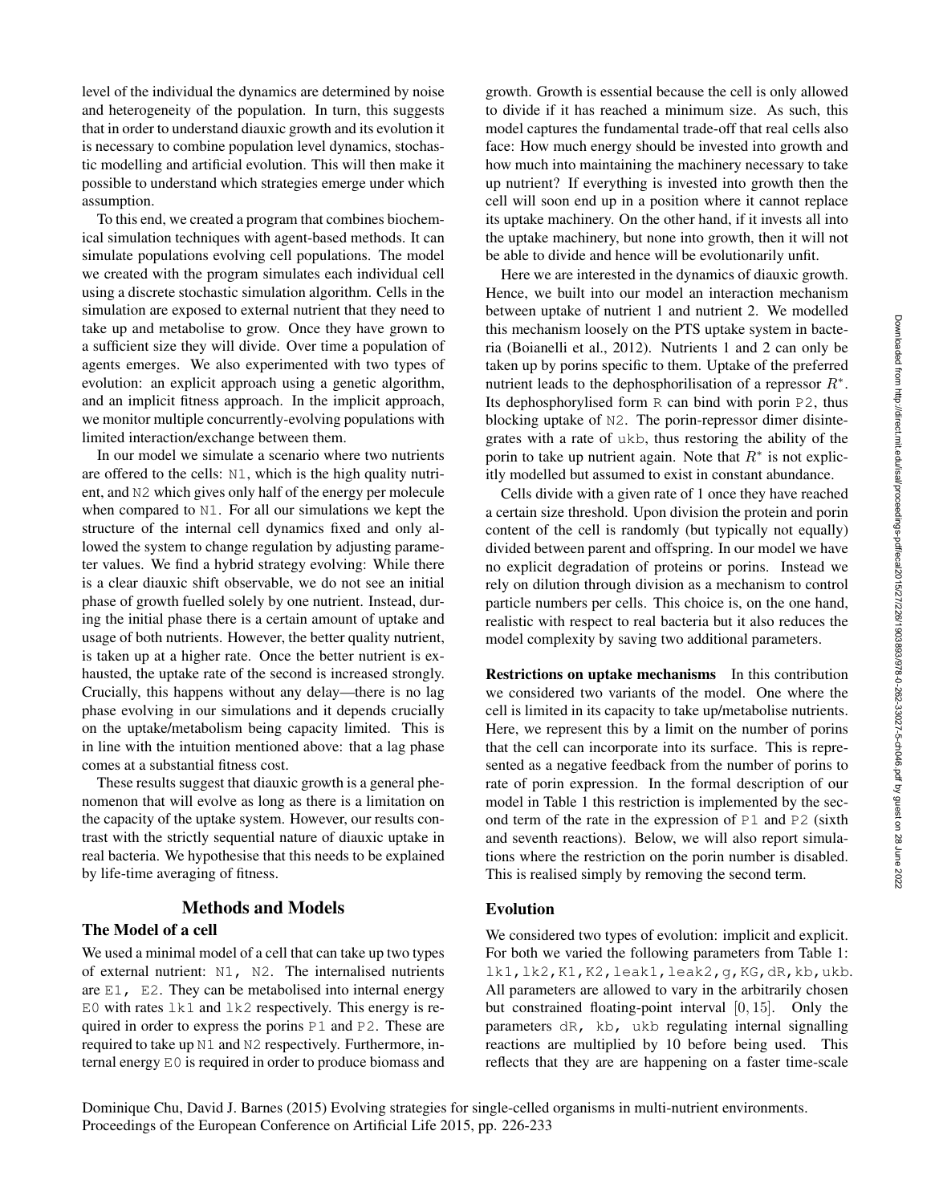level of the individual the dynamics are determined by noise and heterogeneity of the population. In turn, this suggests that in order to understand diauxic growth and its evolution it is necessary to combine population level dynamics, stochastic modelling and artificial evolution. This will then make it possible to understand which strategies emerge under which assumption.

To this end, we created a program that combines biochemical simulation techniques with agent-based methods. It can simulate populations evolving cell populations. The model we created with the program simulates each individual cell using a discrete stochastic simulation algorithm. Cells in the simulation are exposed to external nutrient that they need to take up and metabolise to grow. Once they have grown to a sufficient size they will divide. Over time a population of agents emerges. We also experimented with two types of evolution: an explicit approach using a genetic algorithm, and an implicit fitness approach. In the implicit approach, we monitor multiple concurrently-evolving populations with limited interaction/exchange between them.

In our model we simulate a scenario where two nutrients are offered to the cells: N1, which is the high quality nutrient, and N2 which gives only half of the energy per molecule when compared to N1. For all our simulations we kept the structure of the internal cell dynamics fixed and only allowed the system to change regulation by adjusting parameter values. We find a hybrid strategy evolving: While there is a clear diauxic shift observable, we do not see an initial phase of growth fuelled solely by one nutrient. Instead, during the initial phase there is a certain amount of uptake and usage of both nutrients. However, the better quality nutrient, is taken up at a higher rate. Once the better nutrient is exhausted, the uptake rate of the second is increased strongly. Crucially, this happens without any delay—there is no lag phase evolving in our simulations and it depends crucially on the uptake/metabolism being capacity limited. This is in line with the intuition mentioned above: that a lag phase comes at a substantial fitness cost.

These results suggest that diauxic growth is a general phenomenon that will evolve as long as there is a limitation on the capacity of the uptake system. However, our results contrast with the strictly sequential nature of diauxic uptake in real bacteria. We hypothesise that this needs to be explained by life-time averaging of fitness.

## Methods and Models

### The Model of a cell

We used a minimal model of a cell that can take up two types of external nutrient: N1, N2. The internalised nutrients are E1, E2. They can be metabolised into internal energy E0 with rates lk1 and lk2 respectively. This energy is required in order to express the porins P1 and P2. These are required to take up N1 and N2 respectively. Furthermore, internal energy E0 is required in order to produce biomass and growth. Growth is essential because the cell is only allowed to divide if it has reached a minimum size. As such, this model captures the fundamental trade-off that real cells also face: How much energy should be invested into growth and how much into maintaining the machinery necessary to take up nutrient? If everything is invested into growth then the cell will soon end up in a position where it cannot replace its uptake machinery. On the other hand, if it invests all into the uptake machinery, but none into growth, then it will not be able to divide and hence will be evolutionarily unfit.

Here we are interested in the dynamics of diauxic growth. Hence, we built into our model an interaction mechanism between uptake of nutrient 1 and nutrient 2. We modelled this mechanism loosely on the PTS uptake system in bacteria (Boianelli et al., 2012). Nutrients 1 and 2 can only be taken up by porins specific to them. Uptake of the preferred nutrient leads to the dephosphorilisation of a repressor $R^*$. Its dephosphorylised form R can bind with porin P2, thus blocking uptake of N2. The porin-repressor dimer disintegrates with a rate of ukb, thus restoring the ability of the porin to take up nutrient again. Note that $R^*$ is not explicitly modelled but assumed to exist in constant abundance.

Cells divide with a given rate of 1 once they have reached a certain size threshold. Upon division the protein and porin content of the cell is randomly (but typically not equally) divided between parent and offspring. In our model we have no explicit degradation of proteins or porins. Instead we rely on dilution through division as a mechanism to control particle numbers per cells. This choice is, on the one hand, realistic with respect to real bacteria but it also reduces the model complexity by saving two additional parameters.

**Restrictions on uptake mechanisms** In this contribution we considered two variants of the model. One where the cell is limited in its capacity to take up/metabolise nutrients. Here, we represent this by a limit on the number of porins that the cell can incorporate into its surface. This is represented as a negative feedback from the number of porins to rate of porin expression. In the formal description of our model in Table 1 this restriction is implemented by the second term of the rate in the expression of P1 and P2 (sixth and seventh reactions). Below, we will also report simulations where the restriction on the porin number is disabled. This is realised simply by removing the second term.

### Evolution

We considered two types of evolution: implicit and explicit. For both we varied the following parameters from Table 1: lk1, lk2, K1, K2, leak1, leak2, g, KG, dR, kb, ukb. All parameters are allowed to vary in the arbitrarily chosen but constrained floating-point interval $[0, 15]$. Only the parameters dR, kb, ukb regulating internal signalling reactions are multiplied by 10 before being used. This reflects that they are are happening on a faster time-scale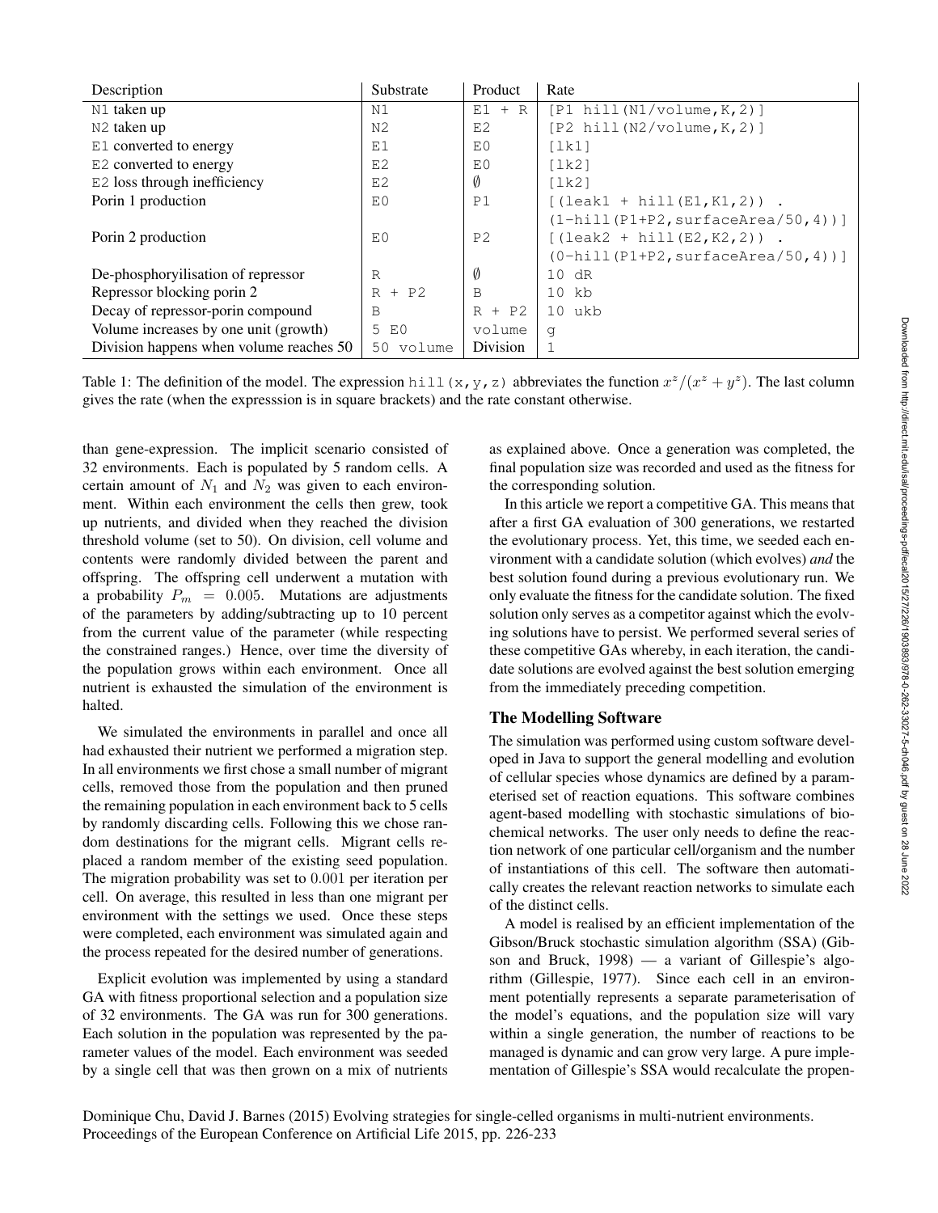| Description | Substrate | Product | Rate |
|---|---|---|---|
| N1 taken up | N1 | E1 + R | [P1 hill(N1/volume,K,2)] |
| N2 taken up | N2 | E2 | [P2 hill(N2/volume,K,2)] |
| E1 converted to energy | E1 | E0 | [lk1] |
| E2 converted to energy | E2 | E0 | [lk2] |
| E2 loss through inefficiency | E2 | ∅ | [lk2] |
| Porin 1 production | E0 | P1 | [(leak1 + hill(E1,K1,2)) . (1-hill(P1+P2,surfaceArea/50,4))] |
| Porin 2 production | E0 | P2 | [(leak2 + hill(E2,K2,2)) . (0-hill(P1+P2,surfaceArea/50,4))] |
| De-phosphoryilisation of repressor | R | ∅ | 10 dR |
| Repressor blocking porin 2 | R + P2 | B | 10 kb |
| Decay of repressor-porin compound | B | R + P2 | 10 ukb |
| Volume increases by one unit (growth) | 5 E0 | volume | g |
| Division happens when volume reaches 50 | 50 volume | Division | 1 |

Table 1: The definition of the model. The expression hill(x,y,z) abbreviates the function $x^z/(x^z + y^z)$. The last column gives the rate (when the expresssion is in square brackets) and the rate constant otherwise.

than gene-expression. The implicit scenario consisted of 32 environments. Each is populated by 5 random cells. A certain amount of $N_1$ and $N_2$ was given to each environment. Within each environment the cells then grew, took up nutrients, and divided when they reached the division threshold volume (set to 50). On division, cell volume and contents were randomly divided between the parent and offspring. The offspring cell underwent a mutation with a probability $P_m = 0.005$. Mutations are adjustments of the parameters by adding/subtracting up to 10 percent from the current value of the parameter (while respecting the constrained ranges.) Hence, over time the diversity of the population grows within each environment. Once all nutrient is exhausted the simulation of the environment is halted.

We simulated the environments in parallel and once all had exhausted their nutrient we performed a migration step. In all environments we first chose a small number of migrant cells, removed those from the population and then pruned the remaining population in each environment back to 5 cells by randomly discarding cells. Following this we chose random destinations for the migrant cells. Migrant cells replaced a random member of the existing seed population. The migration probability was set to 0.001 per iteration per cell. On average, this resulted in less than one migrant per environment with the settings we used. Once these steps were completed, each environment was simulated again and the process repeated for the desired number of generations.

Explicit evolution was implemented by using a standard GA with fitness proportional selection and a population size of 32 environments. The GA was run for 300 generations. Each solution in the population was represented by the parameter values of the model. Each environment was seeded by a single cell that was then grown on a mix of nutrients as explained above. Once a generation was completed, the final population size was recorded and used as the fitness for the corresponding solution.

In this article we report a competitive GA. This means that after a first GA evaluation of 300 generations, we restarted the evolutionary process. Yet, this time, we seeded each environment with a candidate solution (which evolves) *and* the best solution found during a previous evolutionary run. We only evaluate the fitness for the candidate solution. The fixed solution only serves as a competitor against which the evolving solutions have to persist. We performed several series of these competitive GAs whereby, in each iteration, the candidate solutions are evolved against the best solution emerging from the immediately preceding competition.

### The Modelling Software

The simulation was performed using custom software developed in Java to support the general modelling and evolution of cellular species whose dynamics are defined by a parameterised set of reaction equations. This software combines agent-based modelling with stochastic simulations of biochemical networks. The user only needs to define the reaction network of one particular cell/organism and the number of instantiations of this cell. The software then automatically creates the relevant reaction networks to simulate each of the distinct cells.

A model is realised by an efficient implementation of the Gibson/Bruck stochastic simulation algorithm (SSA) (Gibson and Bruck, 1998) — a variant of Gillespie's algorithm (Gillespie, 1977). Since each cell in an environment potentially represents a separate parameterisation of the model's equations, and the population size will vary within a single generation, the number of reactions to be managed is dynamic and can grow very large. A pure implementation of Gillespie's SSA would recalculate the propen-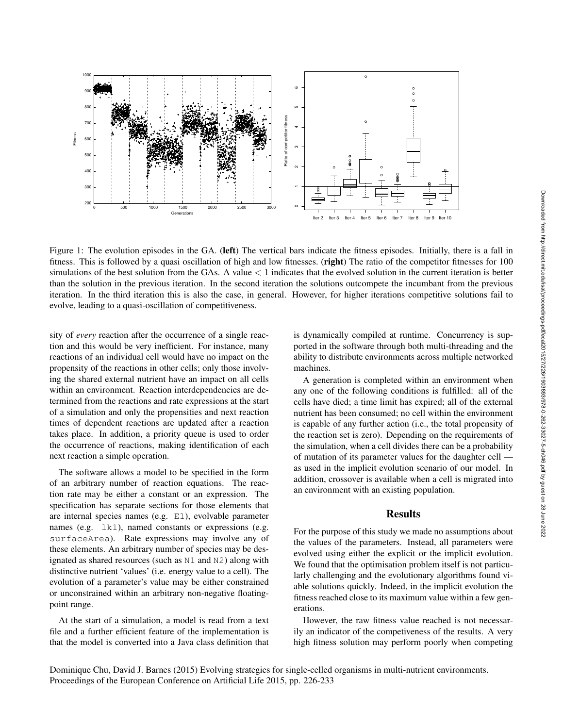Figure 1: The evolution episodes in the GA. (**left**) The vertical bars indicate the fitness episodes. Initially, there is a fall in fitness. This is followed by a quasi oscillation of high and low fitnesses. (**right**) The ratio of the competitor fitnesses for 100 simulations of the best solution from the GAs. A value $< 1$ indicates that the evolved solution in the current iteration is better than the solution in the previous iteration. In the second iteration the solutions outcompete the incumbant from the previous iteration. In the third iteration this is also the case, in general. However, for higher iterations competitive solutions fail to evolve, leading to a quasi-oscillation of competitiveness.

sity of *every* reaction after the occurrence of a single reaction and this would be very inefficient. For instance, many reactions of an individual cell would have no impact on the propensity of the reactions in other cells; only those involving the shared external nutrient have an impact on all cells within an environment. Reaction interdependencies are determined from the reactions and rate expressions at the start of a simulation and only the propensities and next reaction times of dependent reactions are updated after a reaction takes place. In addition, a priority queue is used to order the occurrence of reactions, making identification of each next reaction a simple operation.

The software allows a model to be specified in the form of an arbitrary number of reaction equations. The reaction rate may be either a constant or an expression. The specification has separate sections for those elements that are internal species names (e.g. `E1`), evolvable parameter names (e.g. `lk1`), named constants or expressions (e.g. `surfaceArea`). Rate expressions may involve any of these elements. An arbitrary number of species may be designated as shared resources (such as `N1` and `N2`) along with distinctive nutrient 'values' (i.e. energy value to a cell). The evolution of a parameter's value may be either constrained or unconstrained within an arbitrary non-negative floating-point range.

At the start of a simulation, a model is read from a text file and a further efficient feature of the implementation is that the model is converted into a Java class definition that is dynamically compiled at runtime. Concurrency is supported in the software through both multi-threading and the ability to distribute environments across multiple networked machines.

A generation is completed within an environment when any one of the following conditions is fulfilled: all of the cells have died; a time limit has expired; all of the external nutrient has been consumed; no cell within the environment is capable of any further action (i.e., the total propensity of the reaction set is zero). Depending on the requirements of the simulation, when a cell divides there can be a probability of mutation of its parameter values for the daughter cell — as used in the implicit evolution scenario of our model. In addition, crossover is available when a cell is migrated into an environment with an existing population.

## Results

For the purpose of this study we made no assumptions about the values of the parameters. Instead, all parameters were evolved using either the explicit or the implicit evolution. We found that the optimisation problem itself is not particularly challenging and the evolutionary algorithms found viable solutions quickly. Indeed, in the implicit evolution the fitness reached close to its maximum value within a few generations.

However, the raw fitness value reached is not necessarily an indicator of the competiveness of the results. A very high fitness solution may perform poorly when competing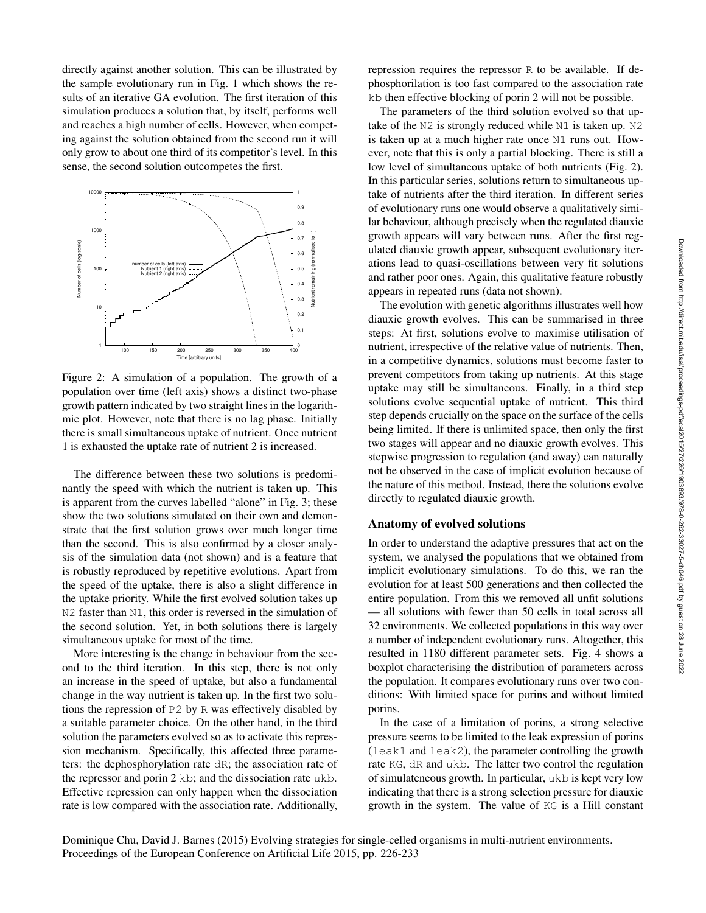directly against another solution. This can be illustrated by the sample evolutionary run in Fig. 1 which shows the results of an iterative GA evolution. The first iteration of this simulation produces a solution that, by itself, performs well and reaches a high number of cells. However, when competing against the solution obtained from the second run it will only grow to about one third of its competitor's level. In this sense, the second solution outcompetes the first.

Figure 2: A simulation of a population. The growth of a population over time (left axis) shows a distinct two-phase growth pattern indicated by two straight lines in the logarithmic plot. However, note that there is no lag phase. Initially there is small simultaneous uptake of nutrient. Once nutrient 1 is exhausted the uptake rate of nutrient 2 is increased.

The difference between these two solutions is predominantly the speed with which the nutrient is taken up. This is apparent from the curves labelled "alone" in Fig. 3; these show the two solutions simulated on their own and demonstrate that the first solution grows over much longer time than the second. This is also confirmed by a closer analysis of the simulation data (not shown) and is a feature that is robustly reproduced by repetitive evolutions. Apart from the speed of the uptake, there is also a slight difference in the uptake priority. While the first evolved solution takes up N2 faster than N1, this order is reversed in the simulation of the second solution. Yet, in both solutions there is largely simultaneous uptake for most of the time.

More interesting is the change in behaviour from the second to the third iteration. In this step, there is not only an increase in the speed of uptake, but also a fundamental change in the way nutrient is taken up. In the first two solutions the repression of P2 by R was effectively disabled by a suitable parameter choice. On the other hand, in the third solution the parameters evolved so as to activate this repression mechanism. Specifically, this affected three parameters: the dephosphorylation rate dR; the association rate of the repressor and porin 2 kb; and the dissociation rate ukb. Effective repression can only happen when the dissociation rate is low compared with the association rate. Additionally, repression requires the repressor R to be available. If dephosphorilation is too fast compared to the association rate kb then effective blocking of porin 2 will not be possible.

The parameters of the third solution evolved so that uptake of the N2 is strongly reduced while N1 is taken up. N2 is taken up at a much higher rate once N1 runs out. However, note that this is only a partial blocking. There is still a low level of simultaneous uptake of both nutrients (Fig. 2). In this particular series, solutions return to simultaneous uptake of nutrients after the third iteration. In different series of evolutionary runs one would observe a qualitatively similar behaviour, although precisely when the regulated diauxic growth appears will vary between runs. After the first regulated diauxic growth appear, subsequent evolutionary iterations lead to quasi-oscillations between very fit solutions and rather poor ones. Again, this qualitative feature robustly appears in repeated runs (data not shown).

The evolution with genetic algorithms illustrates well how diauxic growth evolves. This can be summarised in three steps: At first, solutions evolve to maximise utilisation of nutrient, irrespective of the relative value of nutrients. Then, in a competitive dynamics, solutions must become faster to prevent competitors from taking up nutrients. At this stage uptake may still be simultaneous. Finally, in a third step solutions evolve sequential uptake of nutrient. This third step depends crucially on the space on the surface of the cells being limited. If there is unlimited space, then only the first two stages will appear and no diauxic growth evolves. This stepwise progression to regulation (and away) can naturally not be observed in the case of implicit evolution because of the nature of this method. Instead, there the solutions evolve directly to regulated diauxic growth.

## Anatomy of evolved solutions

In order to understand the adaptive pressures that act on the system, we analysed the populations that we obtained from implicit evolutionary simulations. To do this, we ran the evolution for at least 500 generations and then collected the entire population. From this we removed all unfit solutions — all solutions with fewer than 50 cells in total across all 32 environments. We collected populations in this way over a number of independent evolutionary runs. Altogether, this resulted in 1180 different parameter sets. Fig. 4 shows a boxplot characterising the distribution of parameters across the population. It compares evolutionary runs over two conditions: With limited space for porins and without limited porins.

In the case of a limitation of porins, a strong selective pressure seems to be limited to the leak expression of porins (leak1 and leak2), the parameter controlling the growth rate KG, dR and ukb. The latter two control the regulation of simulateneous growth. In particular, ukb is kept very low indicating that there is a strong selection pressure for diauxic growth in the system. The value of KG is a Hill constant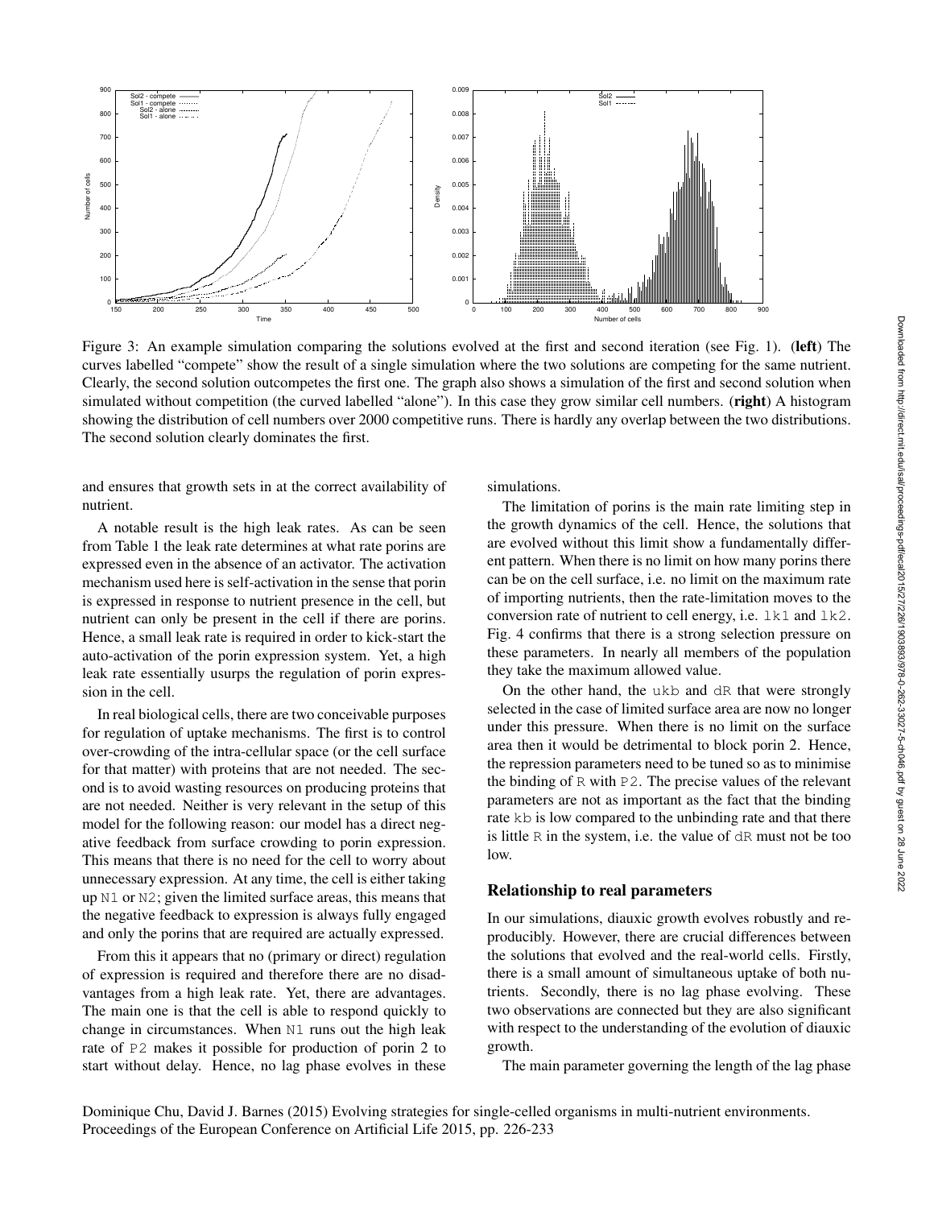Figure 3: An example simulation comparing the solutions evolved at the first and second iteration (see Fig. 1). (**left**) The curves labelled "compete" show the result of a single simulation where the two solutions are competing for the same nutrient. Clearly, the second solution outcompetes the first one. The graph also shows a simulation of the first and second solution when simulated without competition (the curved labelled "alone"). In this case they grow similar cell numbers. (**right**) A histogram showing the distribution of cell numbers over 2000 competitive runs. There is hardly any overlap between the two distributions. The second solution clearly dominates the first.

and ensures that growth sets in at the correct availability of nutrient.

A notable result is the high leak rates. As can be seen from Table 1 the leak rate determines at what rate porins are expressed even in the absence of an activator. The activation mechanism used here is self-activation in the sense that porin is expressed in response to nutrient presence in the cell, but nutrient can only be present in the cell if there are porins. Hence, a small leak rate is required in order to kick-start the auto-activation of the porin expression system. Yet, a high leak rate essentially usurps the regulation of porin expression in the cell.

In real biological cells, there are two conceivable purposes for regulation of uptake mechanisms. The first is to control over-crowding of the intra-cellular space (or the cell surface for that matter) with proteins that are not needed. The second is to avoid wasting resources on producing proteins that are not needed. Neither is very relevant in the setup of this model for the following reason: our model has a direct negative feedback from surface crowding to porin expression. This means that there is no need for the cell to worry about unnecessary expression. At any time, the cell is either taking up `N1` or `N2`; given the limited surface areas, this means that the negative feedback to expression is always fully engaged and only the porins that are required are actually expressed.

From this it appears that no (primary or direct) regulation of expression is required and therefore there are no disadvantages from a high leak rate. Yet, there are advantages. The main one is that the cell is able to respond quickly to change in circumstances. When `N1` runs out the high leak rate of `P2` makes it possible for production of porin 2 to start without delay. Hence, no lag phase evolves in these simulations.

The limitation of porins is the main rate limiting step in the growth dynamics of the cell. Hence, the solutions that are evolved without this limit show a fundamentally different pattern. When there is no limit on how many porins there can be on the cell surface, i.e. no limit on the maximum rate of importing nutrients, then the rate-limitation moves to the conversion rate of nutrient to cell energy, i.e. `lk1` and `lk2`. Fig. 4 confirms that there is a strong selection pressure on these parameters. In nearly all members of the population they take the maximum allowed value.

On the other hand, the `ukb` and `dR` that were strongly selected in the case of limited surface area are now no longer under this pressure. When there is no limit on the surface area then it would be detrimental to block porin 2. Hence, the repression parameters need to be tuned so as to minimise the binding of `R` with `P2`. The precise values of the relevant parameters are not as important as the fact that the binding rate `kb` is low compared to the unbinding rate and that there is little `R` in the system, i.e. the value of `dR` must not be too low.

## Relationship to real parameters

In our simulations, diauxic growth evolves robustly and reproducibly. However, there are crucial differences between the solutions that evolved and the real-world cells. Firstly, there is a small amount of simultaneous uptake of both nutrients. Secondly, there is no lag phase evolving. These two observations are connected but they are also significant with respect to the understanding of the evolution of diauxic growth.

The main parameter governing the length of the lag phase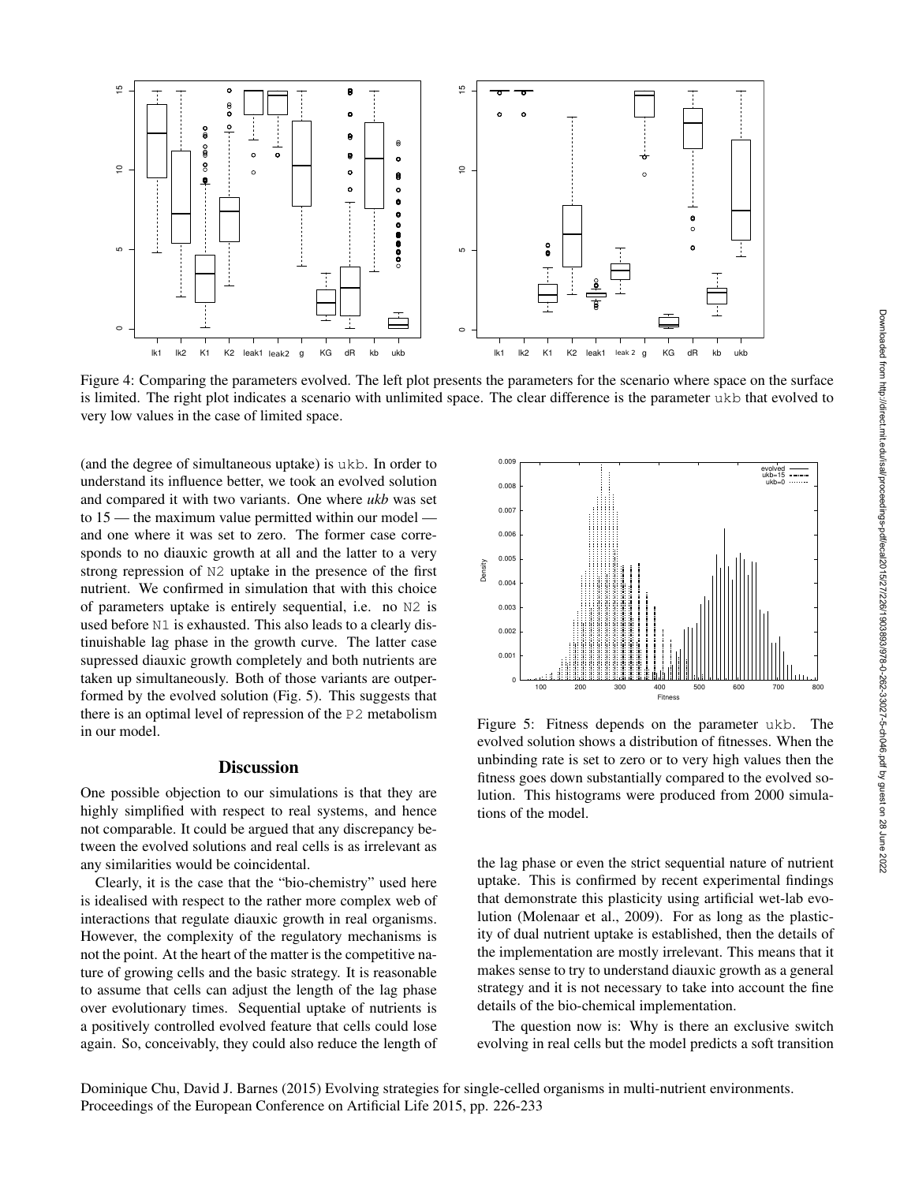Figure 4: Comparing the parameters evolved. The left plot presents the parameters for the scenario where space on the surface is limited. The right plot indicates a scenario with unlimited space. The clear difference is the parameter ukb that evolved to very low values in the case of limited space.

(and the degree of simultaneous uptake) is ukb. In order to understand its influence better, we took an evolved solution and compared it with two variants. One where *ukb* was set to 15 — the maximum value permitted within our model — and one where it was set to zero. The former case corresponds to no diauxic growth at all and the latter to a very strong repression of N2 uptake in the presence of the first nutrient. We confirmed in simulation that with this choice of parameters uptake is entirely sequential, i.e. no N2 is used before N1 is exhausted. This also leads to a clearly distinuishable lag phase in the growth curve. The latter case supressed diauxic growth completely and both nutrients are taken up simultaneously. Both of those variants are outperformed by the evolved solution (Fig. 5). This suggests that there is an optimal level of repression of the P2 metabolism in our model.

## Discussion

One possible objection to our simulations is that they are highly simplified with respect to real systems, and hence not comparable. It could be argued that any discrepancy between the evolved solutions and real cells is as irrelevant as any similarities would be coincidental.

Clearly, it is the case that the "bio-chemistry" used here is idealised with respect to the rather more complex web of interactions that regulate diauxic growth in real organisms. However, the complexity of the regulatory mechanisms is not the point. At the heart of the matter is the competitive nature of growing cells and the basic strategy. It is reasonable to assume that cells can adjust the length of the lag phase over evolutionary times. Sequential uptake of nutrients is a positively controlled evolved feature that cells could lose again. So, conceivably, they could also reduce the length of the lag phase or even the strict sequential nature of nutrient uptake. This is confirmed by recent experimental findings that demonstrate this plasticity using artificial wet-lab evolution (Molenaar et al., 2009). For as long as the plasticity of dual nutrient uptake is established, then the details of the implementation are mostly irrelevant. This means that it makes sense to try to understand diauxic growth as a general strategy and it is not necessary to take into account the fine details of the bio-chemical implementation.

Figure 5: Fitness depends on the parameter ukb. The evolved solution shows a distribution of fitnesses. When the unbinding rate is set to zero or to very high values then the fitness goes down substantially compared to the evolved solution. This histograms were produced from 2000 simulations of the model.

The question now is: Why is there an exclusive switch evolving in real cells but the model predicts a soft transition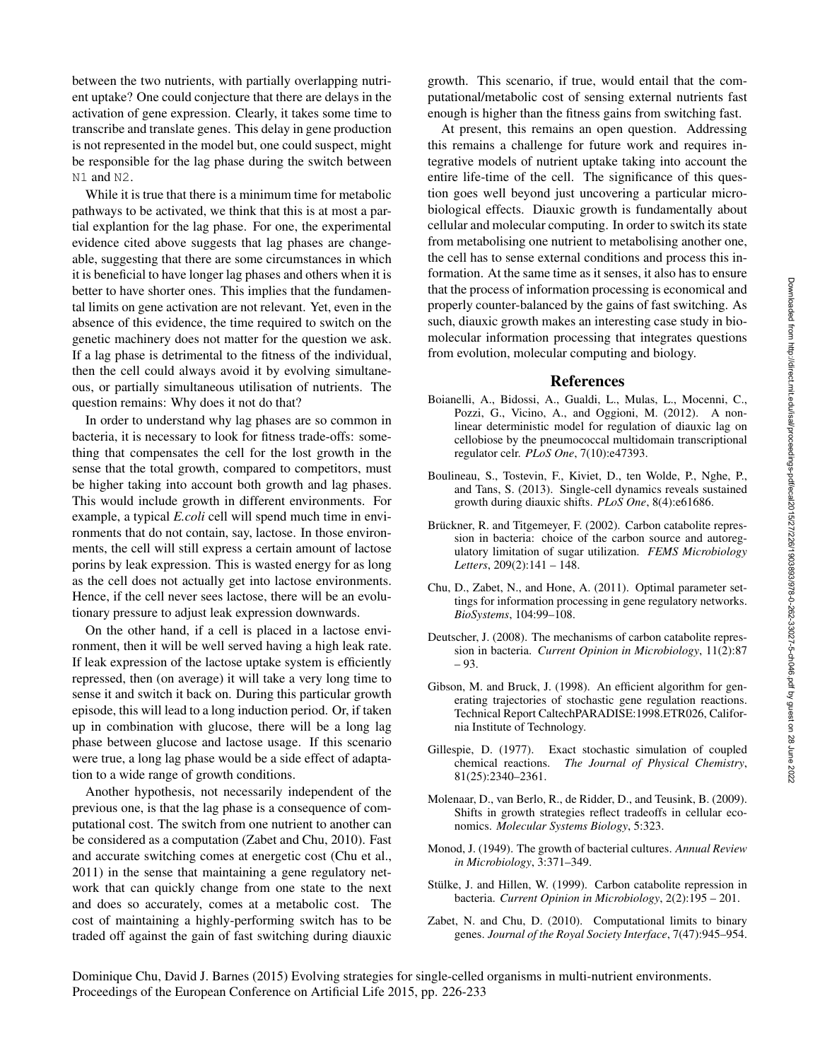between the two nutrients, with partially overlapping nutrient uptake? One could conjecture that there are delays in the activation of gene expression. Clearly, it takes some time to transcribe and translate genes. This delay in gene production is not represented in the model but, one could suspect, might be responsible for the lag phase during the switch between N1 and N2.

While it is true that there is a minimum time for metabolic pathways to be activated, we think that this is at most a partial explantion for the lag phase. For one, the experimental evidence cited above suggests that lag phases are changeable, suggesting that there are some circumstances in which it is beneficial to have longer lag phases and others when it is better to have shorter ones. This implies that the fundamental limits on gene activation are not relevant. Yet, even in the absence of this evidence, the time required to switch on the genetic machinery does not matter for the question we ask. If a lag phase is detrimental to the fitness of the individual, then the cell could always avoid it by evolving simultaneous, or partially simultaneous utilisation of nutrients. The question remains: Why does it not do that?

In order to understand why lag phases are so common in bacteria, it is necessary to look for fitness trade-offs: something that compensates the cell for the lost growth in the sense that the total growth, compared to competitors, must be higher taking into account both growth and lag phases. This would include growth in different environments. For example, a typical *E.coli* cell will spend much time in environments that do not contain, say, lactose. In those environments, the cell will still express a certain amount of lactose porins by leak expression. This is wasted energy for as long as the cell does not actually get into lactose environments. Hence, if the cell never sees lactose, there will be an evolutionary pressure to adjust leak expression downwards.

On the other hand, if a cell is placed in a lactose environment, then it will be well served having a high leak rate. If leak expression of the lactose uptake system is efficiently repressed, then (on average) it will take a very long time to sense it and switch it back on. During this particular growth episode, this will lead to a long induction period. Or, if taken up in combination with glucose, there will be a long lag phase between glucose and lactose usage. If this scenario were true, a long lag phase would be a side effect of adaptation to a wide range of growth conditions.

Another hypothesis, not necessarily independent of the previous one, is that the lag phase is a consequence of computational cost. The switch from one nutrient to another can be considered as a computation (Zabet and Chu, 2010). Fast and accurate switching comes at energetic cost (Chu et al., 2011) in the sense that maintaining a gene regulatory network that can quickly change from one state to the next and does so accurately, comes at a metabolic cost. The cost of maintaining a highly-performing switch has to be traded off against the gain of fast switching during diauxic growth. This scenario, if true, would entail that the computational/metabolic cost of sensing external nutrients fast enough is higher than the fitness gains from switching fast.

At present, this remains an open question. Addressing this remains a challenge for future work and requires integrative models of nutrient uptake taking into account the entire life-time of the cell. The significance of this question goes well beyond just uncovering a particular microbiological effects. Diauxic growth is fundamentally about cellular and molecular computing. In order to switch its state from metabolising one nutrient to metabolising another one, the cell has to sense external conditions and process this information. At the same time as it senses, it also has to ensure that the process of information processing is economical and properly counter-balanced by the gains of fast switching. As such, diauxic growth makes an interesting case study in biomolecular information processing that integrates questions from evolution, molecular computing and biology.

## References

Boianelli, A., Bidossi, A., Gualdi, L., Mulas, L., Mocenni, C., Pozzi, G., Vicino, A., and Oggioni, M. (2012). A non-linear deterministic model for regulation of diauxic lag on cellobiose by the pneumococcal multidomain transcriptional regulator celr. *PLoS One*, 7(10):e47393.

Boulineau, S., Tostevin, F., Kiviet, D., ten Wolde, P., Nghe, P., and Tans, S. (2013). Single-cell dynamics reveals sustained growth during diauxic shifts. *PLoS One*, 8(4):e61686.

Brückner, R. and Titgemeyer, F. (2002). Carbon catabolite repression in bacteria: choice of the carbon source and autoregulatory limitation of sugar utilization. *FEMS Microbiology Letters*, 209(2):141 – 148.

Chu, D., Zabet, N., and Hone, A. (2011). Optimal parameter settings for information processing in gene regulatory networks. *BioSystems*, 104:99–108.

Deutscher, J. (2008). The mechanisms of carbon catabolite repression in bacteria. *Current Opinion in Microbiology*, 11(2):87 – 93.

Gibson, M. and Bruck, J. (1998). An efficient algorithm for generating trajectories of stochastic gene regulation reactions. Technical Report CaltechPARADISE:1998.ETR026, California Institute of Technology.

Gillespie, D. (1977). Exact stochastic simulation of coupled chemical reactions. *The Journal of Physical Chemistry*, 81(25):2340–2361.

Molenaar, D., van Berlo, R., de Ridder, D., and Teusink, B. (2009). Shifts in growth strategies reflect tradeoffs in cellular economics. *Molecular Systems Biology*, 5:323.

Monod, J. (1949). The growth of bacterial cultures. *Annual Review in Microbiology*, 3:371–349.

Stülke, J. and Hillen, W. (1999). Carbon catabolite repression in bacteria. *Current Opinion in Microbiology*, 2(2):195 – 201.

Zabet, N. and Chu, D. (2010). Computational limits to binary genes. *Journal of the Royal Society Interface*, 7(47):945–954.